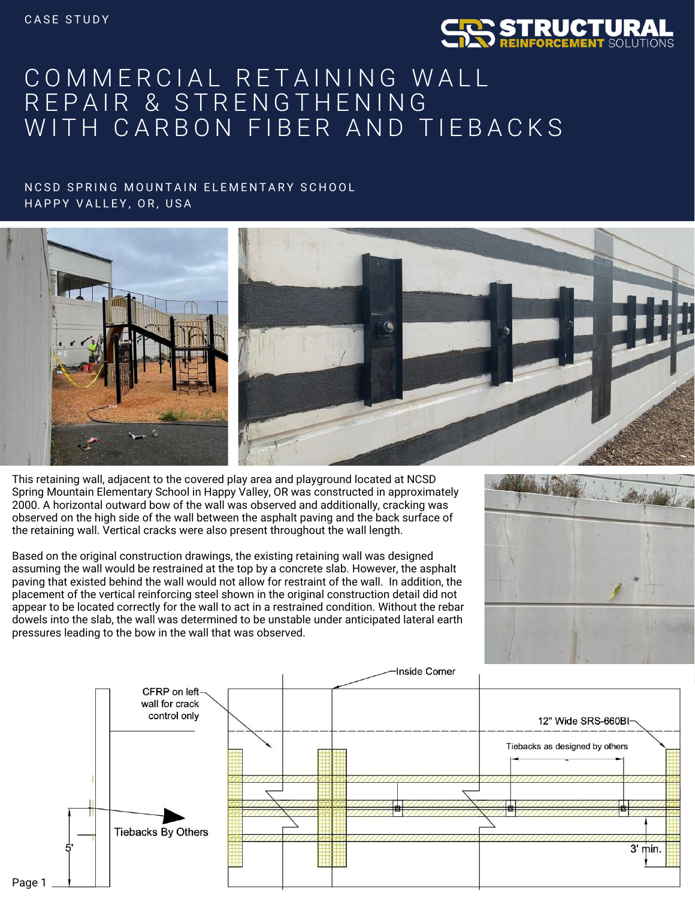CASE STUDY

# COMMERCIAL RETAINING WALL REPAIR & STRENGTHENING WITH CARBON FIBER AND TIEBACKS

NCSD SPRING MOUNTAIN ELEMENTARY SCHOOL
HAPPY VALLEY, OR, USA

This retaining wall, adjacent to the covered play area and playground located at NCSD Spring Mountain Elementary School in Happy Valley, OR was constructed in approximately 2000. A horizontal outward bow of the wall was observed and additionally, cracking was observed on the high side of the wall between the asphalt paving and the back surface of the retaining wall. Vertical cracks were also present throughout the wall length.

Based on the original construction drawings, the existing retaining wall was designed assuming the wall would be restrained at the top by a concrete slab. However, the asphalt paving that existed behind the wall would not allow for restraint of the wall. In addition, the placement of the vertical reinforcing steel shown in the original construction detail did not appear to be located correctly for the wall to act in a restrained condition. Without the rebar dowels into the slab, the wall was determined to be unstable under anticipated lateral earth pressures leading to the bow in the wall that was observed.

Inside Corner

CFRP on left wall for crack control only

12" Wide SRS-660BI

Tiebacks as designed by others

Tiebacks By Others

5'

3' min.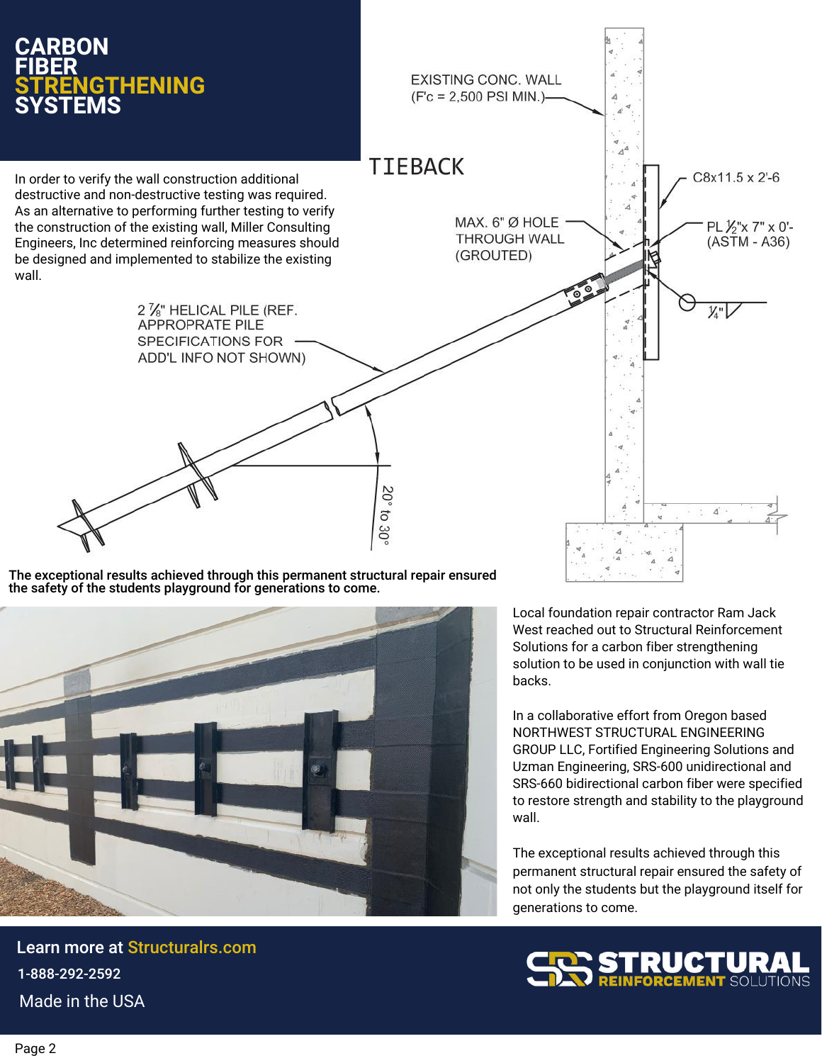# CARBON FIBER STRENGTHENING SYSTEMS

In order to verify the wall construction additional destructive and non-destructive testing was required. As an alternative to performing further testing to verify the construction of the existing wall, Miller Consulting Engineers, Inc determined reinforcing measures should be designed and implemented to stabilize the existing wall.

TIEBACK

EXISTING CONC. WALL (F'c = 2,500 PSI MIN.)

C8x11.5 x 2'-6

MAX. 6" Ø HOLE THROUGH WALL (GROUTED)

PL ½"x 7" x 0'- (ASTM - A36)

¼"

2 ⅞" HELICAL PILE (REF. APPROPRATE PILE SPECIFICATIONS FOR ADD'L INFO NOT SHOWN)

20° to 30°

**The exceptional results achieved through this permanent structural repair ensured the safety of the students playground for generations to come.**

Local foundation repair contractor Ram Jack West reached out to Structural Reinforcement Solutions for a carbon fiber strengthening solution to be used in conjunction with wall tie backs.

In a collaborative effort from Oregon based NORTHWEST STRUCTURAL ENGINEERING GROUP LLC, Fortified Engineering Solutions and Uzman Engineering, SRS-600 unidirectional and SRS-660 bidirectional carbon fiber were specified to restore strength and stability to the playground wall.

The exceptional results achieved through this permanent structural repair ensured the safety of not only the students but the playground itself for generations to come.

Learn more at Structuralrs.com

1-888-292-2592

Made in the USA

STRUCTURAL REINFORCEMENT SOLUTIONS